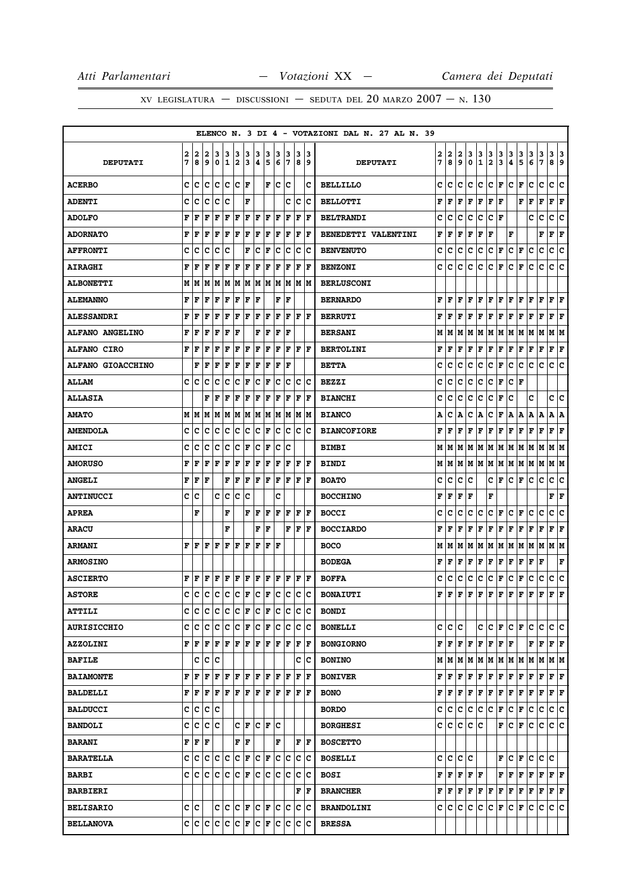**ELENCO N. 3 DI 4 - VOTAZIONI DAL N. 27 AL N. 39**

| DEPUTATI | 27 | 28 | 29 | 30 | 31 | 32 | 33 | 34 | 35 | 36 | 37 | 38 | 39 | DEPUTATI | 27 | 28 | 29 | 30 | 31 | 32 | 33 | 34 | 35 | 36 | 37 | 38 | 39 |
|---|---|---|---|---|---|---|---|---|---|---|---|---|---|---|---|---|---|---|---|---|---|---|---|---|---|---|---|
| ACERBO | C | C | C | C | C | C | F | | F | C | C | | C | BELLILLO | C | C | C | C | C | C | F | C | F | C | C | C | C |
| ADENTI | C | C | C | C | C | | F | | | | C | C | C | BELLOTTI | F | F | F | F | F | F | F | | F | F | F | F | F |
| ADOLFO | F | F | F | F | F | F | F | F | F | F | F | F | F | BELTRANDI | C | C | C | C | C | C | F | | | C | C | C | C |
| ADORNATO | F | F | F | F | F | F | F | F | F | F | F | F | F | BENEDETTI VALENTINI | F | F | F | F | F | F | | | F | | F | F | F |
| AFFRONTI | C | C | C | C | C | | F | C | F | C | C | C | C | BENVENUTO | C | C | C | C | C | C | F | C | F | C | C | C | C |
| AIRAGHI | F | F | F | F | F | F | F | F | F | F | F | F | F | BENZONI | C | C | C | C | C | C | F | C | F | C | C | C | C |
| ALBONETTI | M | M | M | M | M | M | M | M | M | M | M | M | M | BERLUSCONI | | | | | | | | | | | | | |
| ALEMANNO | F | F | F | F | F | F | F | F | | F | F | | | BERNARDO | F | F | F | F | F | F | F | F | F | F | F | F | F |
| ALESSANDRI | F | F | F | F | F | F | F | F | F | F | F | F | F | BERRUTI | F | F | F | F | F | F | F | F | F | F | F | F | F |
| ALFANO ANGELINO | F | F | F | F | F | F | | F | F | F | F | | | BERSANI | M | M | M | M | M | M | M | M | M | M | M | M | M |
| ALFANO CIRO | F | F | F | F | F | F | F | F | F | F | F | F | F | BERTOLINI | F | F | F | F | F | F | F | F | F | F | F | F | F |
| ALFANO GIOACCHINO | | F | F | F | F | F | F | F | F | F | F | | | BETTA | C | C | C | C | C | C | F | C | C | C | C | C | C |
| ALLAM | C | C | C | C | C | C | F | C | F | C | C | C | C | BEZZI | C | C | C | C | C | C | F | C | F | | | | |
| ALLASIA | | | F | F | F | F | F | F | F | F | F | F | F | BIANCHI | C | C | C | C | C | C | F | C | | C | | C | C |
| AMATO | M | M | M | M | M | M | M | M | M | M | M | M | M | BIANCO | A | C | A | C | A | C | F | A | A | A | A | A | A |
| AMENDOLA | C | C | C | C | C | C | C | C | F | C | C | C | C | BIANCOFIORE | F | F | F | F | F | F | F | F | F | F | F | F | F |
| AMICI | C | C | C | C | C | C | F | C | F | C | C | | | BIMBI | M | M | M | M | M | M | M | M | M | M | M | M | M |
| AMORUSO | F | F | F | F | F | F | F | F | F | F | F | F | F | BINDI | M | M | M | M | M | M | M | M | M | M | M | M | M |
| ANGELI | F | F | F | | F | F | F | F | F | F | F | F | F | BOATO | C | C | C | C | | C | F | C | F | C | C | C | C |
| ANTINUCCI | C | C | | C | C | C | C | | | C | | | | BOCCHINO | F | F | F | F | | F | | | | | | F | F |
| APREA | | F | | | F | | F | F | F | F | F | F | F | BOCCI | C | C | C | C | C | C | F | C | F | C | C | C | C |
| ARACU | | | | | F | | | F | F | | F | F | F | BOCCIARDO | F | F | F | F | F | F | F | F | F | F | F | F | F |
| ARMANI | F | F | F | F | F | F | F | F | F | F | | | | BOCO | M | M | M | M | M | M | M | M | M | M | M | M | M |
| ARMOSINO | | | | | | | | | | | | | | BODEGA | F | F | F | F | F | F | F | F | F | F | F | | F |
| ASCIERTO | F | F | F | F | F | F | F | F | F | F | F | F | F | BOFFA | C | C | C | C | C | C | F | C | F | C | C | C | C |
| ASTORE | C | C | C | C | C | C | F | C | F | C | C | C | C | BONAIUTI | F | F | F | F | F | F | F | F | F | F | F | F | F |
| ATTILI | C | C | C | C | C | C | F | C | F | C | C | C | C | BONDI | | | | | | | | | | | | | |
| AURISICCHIO | C | C | C | C | C | C | F | C | F | C | C | C | C | BONELLI | C | C | C | | C | C | F | C | F | C | C | C | C |
| AZZOLINI | F | F | F | F | F | F | F | F | F | F | F | F | F | BONGIORNO | F | F | F | F | F | F | F | F | | F | F | F | F |
| BAFILE | | C | C | C | | | | | | | | C | C | BONINO | M | M | M | M | M | M | M | M | M | M | M | M | M |
| BAIAMONTE | F | F | F | F | F | F | F | F | F | F | F | F | F | BONIVER | F | F | F | F | F | F | F | F | F | F | F | F | F |
| BALDELLI | F | F | F | F | F | F | F | F | F | F | F | F | F | BONO | F | F | F | F | F | F | F | F | F | F | F | F | F |
| BALDUCCI | C | C | C | C | | | | | | | | | | BORDO | C | C | C | C | C | C | F | C | F | C | C | C | C |
| BANDOLI | C | C | C | C | | C | F | C | F | C | | | | BORGHESI | C | C | C | C | C | | F | C | F | C | C | C | C |
| BARANI | F | F | F | | | F | F | | | F | | F | F | BOSCETTO | | | | | | | | | | | | | |
| BARATELLA | C | C | C | C | C | C | F | C | F | C | C | C | C | BOSELLI | C | C | C | C | | | F | C | F | C | C | C | |
| BARBI | C | C | C | C | C | C | F | C | C | C | C | C | C | BOSI | F | F | F | F | F | | F | F | F | F | F | F | F |
| BARBIERI | | | | | | | | | | | | F | F | BRANCHER | F | F | F | F | F | F | F | F | F | F | F | F | F |
| BELISARIO | C | C | | C | C | C | F | C | F | C | C | C | C | BRANDOLINI | C | C | C | C | C | C | F | C | F | C | C | C | C |
| BELLANOVA | C | C | C | C | C | C | F | C | F | C | C | C | C | BRESSA | | | | | | | | | | | | | |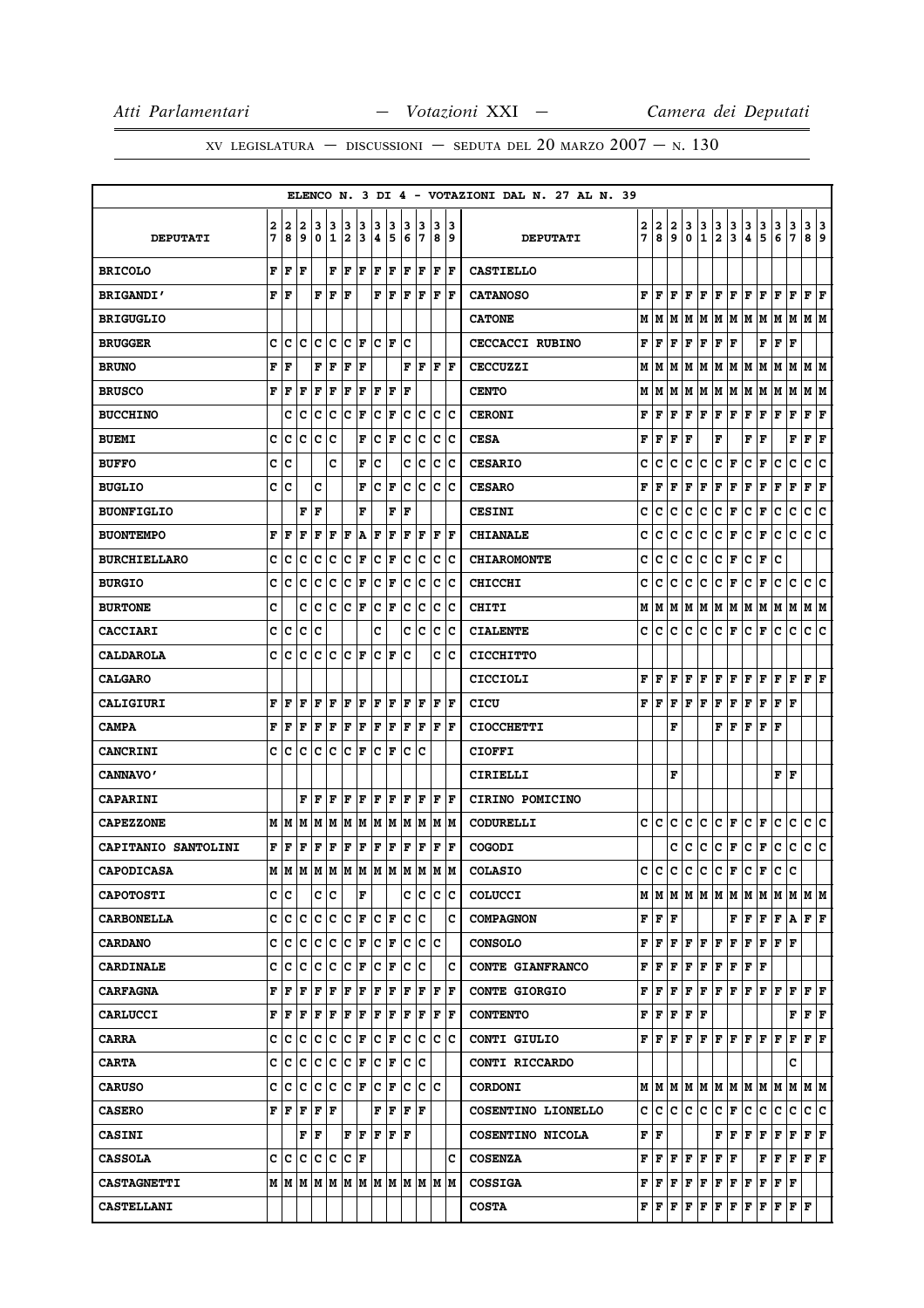ELENCO N. 3 DI 4 - VOTAZIONI DAL N. 27 AL N. 39

| DEPUTATI | 27 | 28 | 29 | 30 | 31 | 32 | 33 | 34 | 35 | 36 | 37 | 38 | 39 | DEPUTATI | 27 | 28 | 29 | 30 | 31 | 32 | 33 | 34 | 35 | 36 | 37 | 38 | 39 |
|---|---|---|---|---|---|---|---|---|---|---|---|---|---|---|---|---|---|---|---|---|---|---|---|---|---|---|---|
| BRICOLO | F | F | F | | F | F | F | F | F | F | F | F | F | CASTIELLO | | | | | | | | | | | | | |
| BRIGANDI' | F | F | | F | F | F | | F | F | F | F | F | F | CATANOSO | F | F | F | F | F | F | F | F | F | F | F | F | F |
| BRIGUGLIO | | | | | | | | | | | | | | CATONE | M | M | M | M | M | M | M | M | M | M | M | M | M |
| BRUGGER | C | C | C | C | C | C | F | C | F | C | | | | CECCACCI RUBINO | F | F | F | F | F | F | F | | F | F | F | | |
| BRUNO | F | F | | F | F | F | F | | | F | F | F | F | CECCUZZI | M | M | M | M | M | M | M | M | M | M | M | M | M |
| BRUSCO | F | F | F | F | F | F | F | F | F | F | | | | CENTO | M | M | M | M | M | M | M | M | M | M | M | M | M |
| BUCCHINO | | C | C | C | C | C | F | C | F | C | C | C | C | CERONI | F | F | F | F | F | F | F | F | F | F | F | F | F |
| BUEMI | C | C | C | C | C | | F | C | F | C | C | C | C | CESA | F | F | F | F | | F | | F | F | | F | F | F |
| BUFFO | C | C | | | C | | F | C | | C | C | C | C | CESARIO | C | C | C | C | C | C | F | C | F | C | C | C | C |
| BUGLIO | C | C | | C | | | F | C | F | C | C | C | C | CESARO | F | F | F | F | F | F | F | F | F | F | F | F | F |
| BUONFIGLIO | | | F | F | | | F | | F | F | | | | CESINI | C | C | C | C | C | C | F | C | F | C | C | C | C |
| BUONTEMPO | F | F | F | F | F | F | A | F | F | F | F | F | F | CHIANALE | C | C | C | C | C | C | F | C | F | C | C | C | C |
| BURCHIELLARO | C | C | C | C | C | C | F | C | F | C | C | C | C | CHIAROMONTE | C | C | C | C | C | C | F | C | F | C | | | |
| BURGIO | C | C | C | C | C | C | F | C | F | C | C | C | C | CHICCHI | C | C | C | C | C | C | F | C | F | C | C | C | C |
| BURTONE | C | | C | C | C | C | F | C | F | C | C | C | C | CHITI | M | M | M | M | M | M | M | M | M | M | M | M | M |
| CACCIARI | C | C | C | C | | | | C | | C | C | C | C | CIALENTE | C | C | C | C | C | C | F | C | F | C | C | C | C |
| CALDAROLA | C | C | C | C | C | C | F | C | F | C | | C | C | CICCHITTO | | | | | | | | | | | | | |
| CALGARO | | | | | | | | | | | | | | CICCIOLI | F | F | F | F | F | F | F | F | F | F | F | F | F |
| CALIGIURI | F | F | F | F | F | F | F | F | F | F | F | F | F | CICU | F | F | F | F | F | F | F | F | F | F | F | | |
| CAMPA | F | F | F | F | F | F | F | F | F | F | F | F | F | CIOCCHETTI | | | F | | | F | F | F | F | F | | | |
| CANCRINI | C | C | C | C | C | C | F | C | F | C | C | | | CIOFFI | | | | | | | | | | | | | |
| CANNAVO' | | | | | | | | | | | | | | CIRIELLI | | | F | | | | | | | F | F | | |
| CAPARINI | | | F | F | F | F | F | F | F | F | F | F | F | CIRINO POMICINO | | | | | | | | | | | | | |
| CAPEZZONE | M | M | M | M | M | M | M | M | M | M | M | M | M | CODURELLI | C | C | C | C | C | C | F | C | F | C | C | C | C |
| CAPITANIO SANTOLINI | F | F | F | F | F | F | F | F | F | F | F | F | F | COGODI | | | C | C | C | C | F | C | F | C | C | C | C |
| CAPODICASA | M | M | M | M | M | M | M | M | M | M | M | M | M | COLASIO | C | C | C | C | C | C | F | C | F | C | C | | |
| CAPOTOSTI | C | C | | C | C | | F | | | C | C | C | C | COLUCCI | M | M | M | M | M | M | M | M | M | M | M | M | M |
| CARBONELLA | C | C | C | C | C | C | F | C | F | C | C | | C | COMPAGNON | F | F | F | | | | F | F | F | F | A | F | F |
| CARDANO | C | C | C | C | C | C | F | C | F | C | C | C | | CONSOLO | F | F | F | F | F | F | F | F | F | F | F | | |
| CARDINALE | C | C | C | C | C | C | F | C | F | C | C | | C | CONTE GIANFRANCO | F | F | F | F | F | F | F | F | F | | | | |
| CARFAGNA | F | F | F | F | F | F | F | F | F | F | F | F | F | CONTE GIORGIO | F | F | F | F | F | F | F | F | F | F | F | F | F |
| CARLUCCI | F | F | F | F | F | F | F | F | F | F | F | F | F | CONTENTO | F | F | F | F | F | | | | | | F | F | F |
| CARRA | C | C | C | C | C | C | F | C | F | C | C | C | C | CONTI GIULIO | F | F | F | F | F | F | F | F | F | F | F | F | F |
| CARTA | C | C | C | C | C | C | F | C | F | C | C | | | CONTI RICCARDO | | | | | | | | | | | C | | |
| CARUSO | C | C | C | C | C | C | F | C | F | C | C | C | | CORDONI | M | M | M | M | M | M | M | M | M | M | M | M | M |
| CASERO | F | F | F | F | F | | | F | F | F | F | | | COSENTINO LIONELLO | C | C | C | C | C | C | F | C | C | C | C | C | C |
| CASINI | | | F | F | | F | F | F | F | F | | | | COSENTINO NICOLA | F | F | | | | F | F | F | F | F | F | F | F |
| CASSOLA | C | C | C | C | C | C | F | | | | | | C | COSENZA | F | F | F | F | F | F | F | | F | F | F | F | F |
| CASTAGNETTI | M | M | M | M | M | M | M | M | M | M | M | M | M | COSSIGA | F | F | F | F | F | F | F | F | F | F | F | | |
| CASTELLANI | | | | | | | | | | | | | | COSTA | F | F | F | F | F | F | F | F | F | F | F | F | |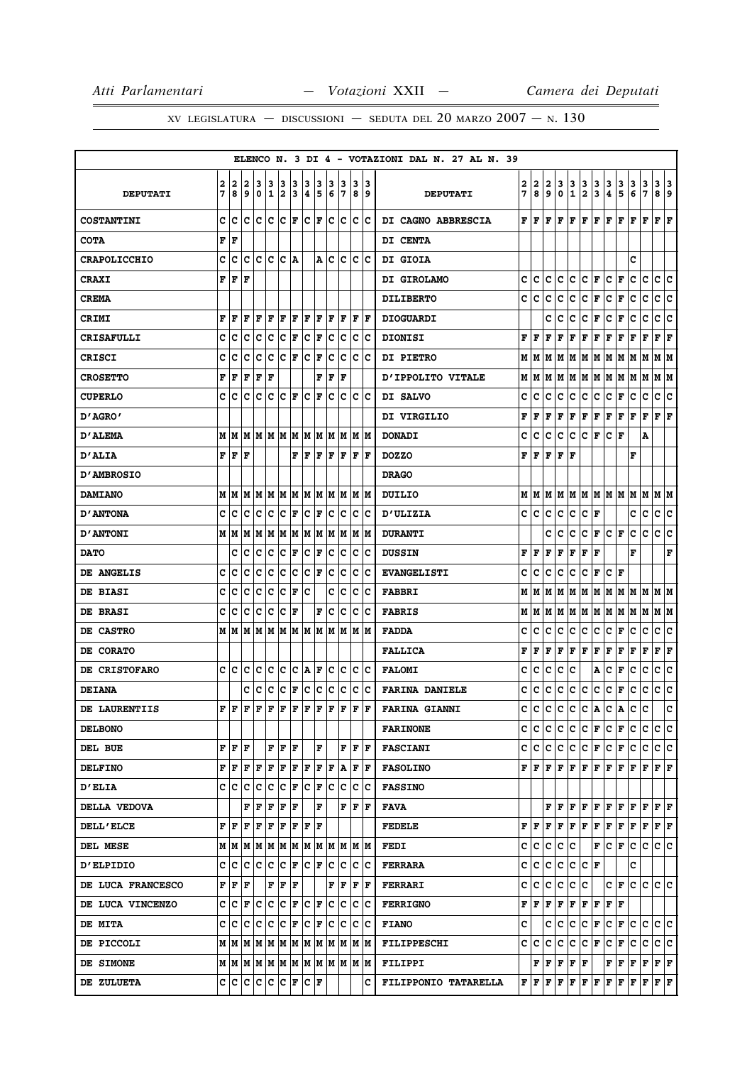XV LEGISLATURA — DISCUSSIONI — SEDUTA DEL 20 MARZO 2007 — N. 130

ELENCO N. 3 DI 4 - VOTAZIONI DAL N. 27 AL N. 39

| DEPUTATI | 27 | 28 | 29 | 30 | 31 | 32 | 33 | 34 | 35 | 36 | 37 | 38 | 39 | DEPUTATI | 27 | 28 | 29 | 30 | 31 | 32 | 33 | 34 | 35 | 36 | 37 | 38 | 39 |
|---|---|---|---|---|---|---|---|---|---|---|---|---|---|---|---|---|---|---|---|---|---|---|---|---|---|---|---|
| COSTANTINI | C | C | C | C | C | C | F | C | F | C | C | C | C | DI CAGNO ABBRESCIA | F | F | F | F | F | F | F | F | F | F | F | F | F |
| COTA | F | F | | | | | | | | | | | | DI CENTA | | | | | | | | | | | | | |
| CRAPOLICCHIO | C | C | C | C | C | C | A | | A | C | C | C | C | DI GIOIA | | | | | | | | | | C | | | |
| CRAXI | F | F | F | | | | | | | | | | | DI GIROLAMO | C | C | C | C | C | C | F | C | F | C | C | C | C |
| CREMA | | | | | | | | | | | | | | DILIBERTO | C | C | C | C | C | C | F | C | F | C | C | C | C |
| CRIMI | F | F | F | F | F | F | F | F | F | F | F | F | F | DIOGUARDI | | | C | C | C | C | F | C | F | C | C | C | C |
| CRISAFULLI | C | C | C | C | C | C | F | C | F | C | C | C | C | DIONISI | F | F | F | F | F | F | F | F | F | F | F | F | F |
| CRISCI | C | C | C | C | C | C | F | C | F | C | C | C | C | DI PIETRO | M | M | M | M | M | M | M | M | M | M | M | M | M |
| CROSETTO | F | F | F | F | F | | | | F | F | F | | | D'IPPOLITO VITALE | M | M | M | M | M | M | M | M | M | M | M | M | M |
| CUPERLO | C | C | C | C | C | C | F | C | F | C | C | C | C | DI SALVO | C | C | C | C | C | C | C | C | F | C | C | C | C |
| D'AGRO' | | | | | | | | | | | | | | DI VIRGILIO | F | F | F | F | F | F | F | F | F | F | F | F | F |
| D'ALEMA | M | M | M | M | M | M | M | M | M | M | M | M | M | DONADI | C | C | C | C | C | C | F | C | F | | A | | |
| D'ALIA | F | F | F | | | | F | F | F | F | F | F | F | DOZZO | F | F | F | F | F | | | | | F | | | |
| D'AMBROSIO | | | | | | | | | | | | | | DRAGO | | | | | | | | | | | | | |
| DAMIANO | M | M | M | M | M | M | M | M | M | M | M | M | M | DUILIO | M | M | M | M | M | M | M | M | M | M | M | M | M |
| D'ANTONA | C | C | C | C | C | C | F | C | F | C | C | C | C | D'ULIZIA | C | C | C | C | C | C | F | | | C | C | C | C |
| D'ANTONI | M | M | M | M | M | M | M | M | M | M | M | M | M | DURANTI | | | C | C | C | C | F | C | F | C | C | C | C |
| DATO | | C | C | C | C | C | F | C | F | C | C | C | C | DUSSIN | F | F | F | F | F | F | F | | | F | | | F |
| DE ANGELIS | C | C | C | C | C | C | C | C | F | C | C | C | C | EVANGELISTI | C | C | C | C | C | C | F | C | F | | | | |
| DE BIASI | C | C | C | C | C | C | F | C | | C | C | C | C | FABBRI | M | M | M | M | M | M | M | M | M | M | M | M | M |
| DE BRASI | C | C | C | C | C | C | F | | F | C | C | C | C | FABRIS | M | M | M | M | M | M | M | M | M | M | M | M | M |
| DE CASTRO | M | M | M | M | M | M | M | M | M | M | M | M | M | FADDA | C | C | C | C | C | C | C | C | F | C | C | C | C |
| DE CORATO | | | | | | | | | | | | | | FALLICA | F | F | F | F | F | F | F | F | F | F | F | F | F |
| DE CRISTOFARO | C | C | C | C | C | C | C | A | F | C | C | C | C | FALOMI | C | C | C | C | C | | A | C | F | C | C | C | C |
| DEIANA | | | C | C | C | C | F | C | C | C | C | C | C | FARINA DANIELE | C | C | C | C | C | C | C | C | F | C | C | C | C |
| DE LAURENTIIS | F | F | F | F | F | F | F | F | F | F | F | F | F | FARINA GIANNI | C | C | C | C | C | C | A | C | A | C | C | | C |
| DELBONO | | | | | | | | | | | | | | FARINONE | C | C | C | C | C | C | F | C | F | C | C | C | C |
| DEL BUE | F | F | F | | F | F | F | | F | | F | F | F | FASCIANI | C | C | C | C | C | C | F | C | F | C | C | C | C |
| DELFINO | F | F | F | F | F | F | F | F | F | F | A | F | F | FASOLINO | F | F | F | F | F | F | F | F | F | F | F | F | F |
| D'ELIA | C | C | C | C | C | C | F | C | F | C | C | C | C | FASSINO | | | | | | | | | | | | | |
| DELLA VEDOVA | | | F | F | F | F | F | | F | | F | F | F | FAVA | | | F | F | F | F | F | F | F | F | F | F | F |
| DELL'ELCE | F | F | F | F | F | F | F | F | F | | | | | FEDELE | F | F | F | F | F | F | F | F | F | F | F | F | F |
| DEL MESE | M | M | M | M | M | M | M | M | M | M | M | M | M | FEDI | C | C | C | C | C | | F | C | F | C | C | C | C |
| D'ELPIDIO | C | C | C | C | C | C | F | C | F | C | C | C | C | FERRARA | C | C | C | C | C | C | F | | | C | | | |
| DE LUCA FRANCESCO | F | F | F | | F | F | F | | | F | F | F | F | FERRARI | C | C | C | C | C | C | | C | F | C | C | C | C |
| DE LUCA VINCENZO | C | C | F | C | C | C | F | C | F | C | C | C | C | FERRIGNO | F | F | F | F | F | F | F | F | F | | | | |
| DE MITA | C | C | C | C | C | C | F | C | F | C | C | C | C | FIANO | C | | C | C | C | C | F | C | F | C | C | C | C |
| DE PICCOLI | M | M | M | M | M | M | M | M | M | M | M | M | M | FILIPPESCHI | C | C | C | C | C | C | F | C | F | C | C | C | C |
| DE SIMONE | M | M | M | M | M | M | M | M | M | M | M | M | M | FILIPPI | | F | F | F | F | F | | F | F | F | F | F | F |
| DE ZULUETA | C | C | C | C | C | C | F | C | F | | | | C | FILIPPONIO TATARELLA | F | F | F | F | F | F | F | F | F | F | F | F | F |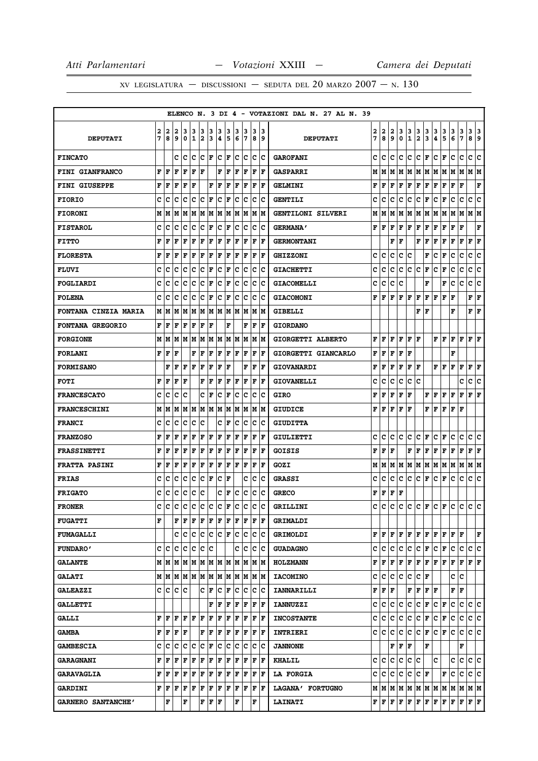XV LEGISLATURA — DISCUSSIONI — SEDUTA DEL 20 MARZO 2007 — N. 130

ELENCO N. 3 DI 4 - VOTAZIONI DAL N. 27 AL N. 39

| DEPUTATI | 27 | 28 | 29 | 30 | 31 | 32 | 33 | 34 | 35 | 36 | 37 | 38 | 39 | DEPUTATI | 27 | 28 | 29 | 30 | 31 | 32 | 33 | 34 | 35 | 36 | 37 | 38 | 39 |
|---|---|---|---|---|---|---|---|---|---|---|---|---|---|---|---|---|---|---|---|---|---|---|---|---|---|---|---|
| FINCATO | | | C | C | C | C | F | C | F | C | C | C | C | GAROFANI | C | C | C | C | C | C | F | C | F | C | C | C | C |
| FINI GIANFRANCO | F | F | F | F | F | F | | F | F | F | F | F | F | GASPARRI | M | M | M | M | M | M | M | M | M | M | M | M | M |
| FINI GIUSEPPE | F | F | F | F | F | | F | F | F | F | F | F | F | GELMINI | F | F | F | F | F | F | F | F | F | F | F | | F |
| FIORIO | C | C | C | C | C | C | F | C | F | C | C | C | C | GENTILI | C | C | C | C | C | C | F | C | F | C | C | C | C |
| FIORONI | M | M | M | M | M | M | M | M | M | M | M | M | M | GENTILONI SILVERI | M | M | M | M | M | M | M | M | M | M | M | M | M |
| FISTAROL | C | C | C | C | C | C | F | C | F | C | C | C | C | GERMANA' | F | F | F | F | F | F | F | F | F | F | F | | F |
| FITTO | F | F | F | F | F | F | F | F | F | F | F | F | F | GERMONTANI | | | F | F | | F | F | F | F | F | F | F | F |
| FLORESTA | F | F | F | F | F | F | F | F | F | F | F | F | F | GHIZZONI | C | C | C | C | C | | F | C | F | C | C | C | C |
| FLUVI | C | C | C | C | C | C | F | C | F | C | C | C | C | GIACHETTI | C | C | C | C | C | C | F | C | F | C | C | C | C |
| FOGLIARDI | C | C | C | C | C | C | F | C | F | C | C | C | C | GIACOMELLI | C | C | C | C | | | F | | F | C | C | C | C |
| FOLENA | C | C | C | C | C | C | F | C | F | C | C | C | C | GIACOMONI | F | F | F | F | F | F | F | F | F | F | | F | F |
| FONTANA CINZIA MARIA | M | M | M | M | M | M | M | M | M | M | M | M | M | GIBELLI | | | | | | F | F | | | F | | F | F |
| FONTANA GREGORIO | F | F | F | F | F | F | F | | F | | F | F | F | GIORDANO | | | | | | | | | | | | | |
| FORGIONE | M | M | M | M | M | M | M | M | M | M | M | M | M | GIORGETTI ALBERTO | F | F | F | F | F | F | | F | F | F | F | F | F |
| FORLANI | F | F | F | | F | F | F | F | F | F | F | F | F | GIORGETTI GIANCARLO | F | F | F | F | F | | | | | F | | | |
| FORMISANO | | F | F | F | F | F | F | F | F | | F | F | F | GIOVANARDI | F | F | F | F | F | F | | F | F | F | F | F | F |
| FOTI | F | F | F | F | | F | F | F | F | F | F | F | F | GIOVANELLI | C | C | C | C | C | C | | | | | C | C | C |
| FRANCESCATO | C | C | C | C | | C | F | C | F | C | C | C | C | GIRO | F | F | F | F | F | | F | F | F | F | F | F | F |
| FRANCESCHINI | M | M | M | M | M | M | M | M | M | M | M | M | M | GIUDICE | F | F | F | F | F | | F | F | F | F | F | | |
| FRANCI | C | C | C | C | C | C | | C | F | C | C | C | C | GIUDITTA | | | | | | | | | | | | | |
| FRANZOSO | F | F | F | F | F | F | F | F | F | F | F | F | F | GIULIETTI | C | C | C | C | C | C | F | C | F | C | C | C | C |
| FRASSINETTI | F | F | F | F | F | F | F | F | F | F | F | F | F | GOISIS | F | F | F | | F | F | F | F | F | F | F | F | F |
| FRATTA PASINI | F | F | F | F | F | F | F | F | F | F | F | F | F | GOZI | M | M | M | M | M | M | M | M | M | M | M | M | M |
| FRIAS | C | C | C | C | C | C | F | C | F | | C | C | C | GRASSI | C | C | C | C | C | C | F | C | F | C | C | C | C |
| FRIGATO | C | C | C | C | C | C | | C | F | C | C | C | C | GRECO | F | F | F | F | | | | | | | | | |
| FRONER | C | C | C | C | C | C | C | C | F | C | C | C | C | GRILLINI | C | C | C | C | C | C | F | C | F | C | C | C | C |
| FUGATTI | F | | F | F | F | F | F | F | F | F | F | F | F | GRIMALDI | | | | | | | | | | | | | |
| FUMAGALLI | | | C | C | C | C | C | C | F | C | C | C | C | GRIMOLDI | F | F | F | F | F | F | F | F | F | F | F | | F |
| FUNDARO' | C | C | C | C | C | C | C | | | C | C | C | C | GUADAGNO | C | C | C | C | C | C | F | C | F | C | C | C | C |
| GALANTE | M | M | M | M | M | M | M | M | M | M | M | M | M | HOLZMANN | F | F | F | F | F | F | F | F | F | F | F | F | F |
| GALATI | M | M | M | M | M | M | M | M | M | M | M | M | M | IACOMINO | C | C | C | C | C | C | F | | | C | C | | |
| GALEAZZI | C | C | C | C | | C | F | C | F | C | C | C | C | IANNARILLI | F | F | F | | F | F | F | F | | F | F | | |
| GALLETTI | | | | | | | F | F | F | F | F | F | F | IANNUZZI | C | C | C | C | C | C | F | C | F | C | C | C | C |
| GALLI | F | F | F | F | F | F | F | F | F | F | F | F | F | INCOSTANTE | C | C | C | C | C | C | F | C | F | C | C | C | C |
| GAMBA | F | F | F | F | | F | F | F | F | F | F | F | F | INTRIERI | C | C | C | C | C | C | F | C | F | C | C | C | C |
| GAMBESCIA | C | C | C | C | C | C | F | C | C | C | C | C | C | JANNONE | | | F | F | F | | F | | | | F | | |
| GARAGNANI | F | F | F | F | F | F | F | F | F | F | F | F | F | KHALIL | C | C | C | C | C | C | | C | | C | C | C | C |
| GARAVAGLIA | F | F | F | F | F | F | F | F | F | F | F | F | F | LA FORGIA | C | C | C | C | C | C | F | | F | C | C | C | C |
| GARDINI | F | F | F | F | F | F | F | F | F | F | F | F | F | LAGANA' FORTUGNO | M | M | M | M | M | M | M | M | M | M | M | M | M |
| GARNERO SANTANCHE' | | F | | F | | F | F | F | | F | | F | | LAINATI | F | F | F | F | F | F | F | F | F | F | F | F | F |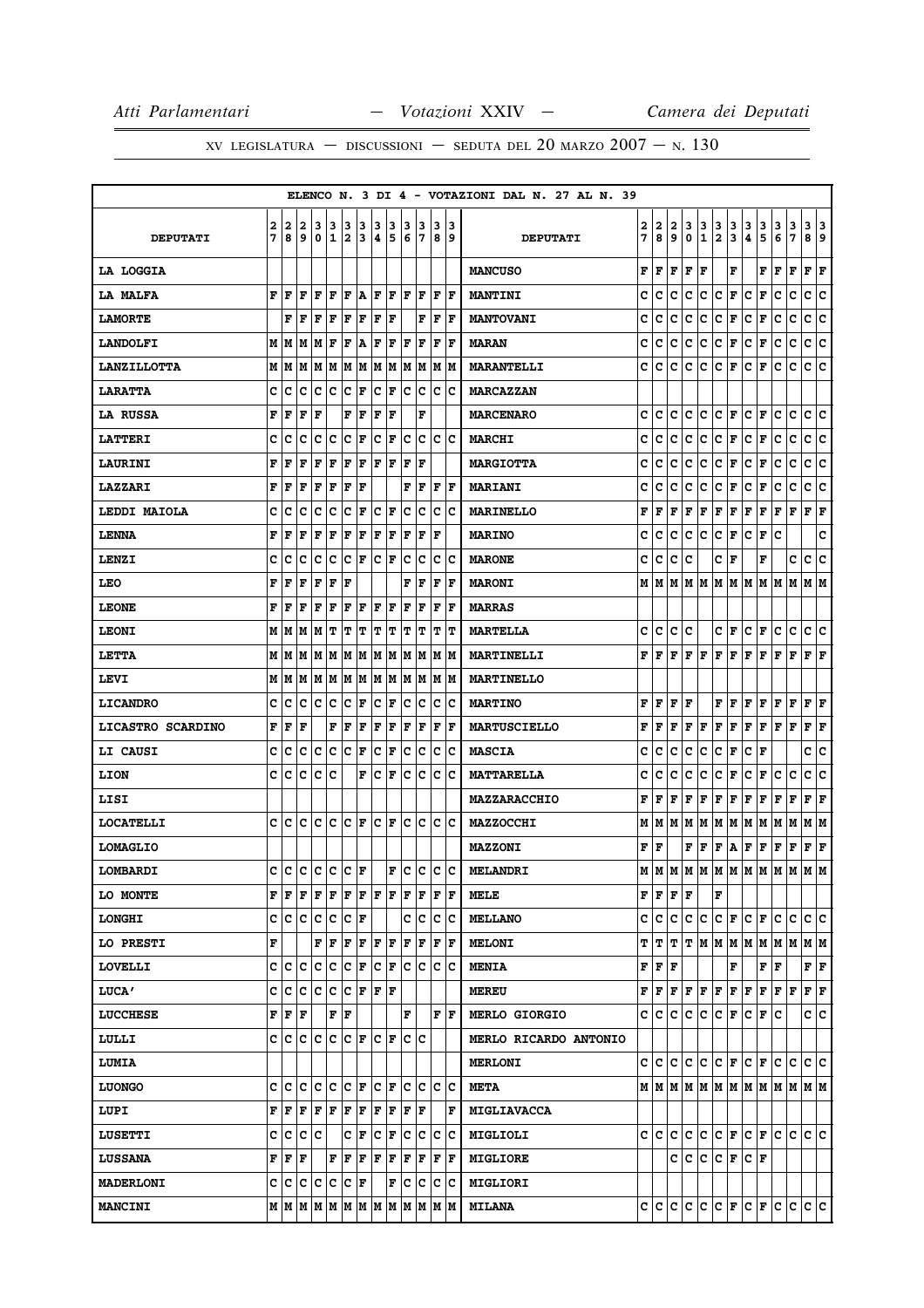ELENCO N. 3 DI 4 - VOTAZIONI DAL N. 27 AL N. 39

| DEPUTATI | 27 | 28 | 29 | 30 | 31 | 32 | 33 | 34 | 35 | 36 | 37 | 38 | 39 | DEPUTATI | 27 | 28 | 29 | 30 | 31 | 32 | 33 | 34 | 35 | 36 | 37 | 38 | 39 |
|---|---|---|---|---|---|---|---|---|---|---|---|---|---|---|---|---|---|---|---|---|---|---|---|---|---|---|---|
| LA LOGGIA | | | | | | | | | | | | | | MANCUSO | F | F | F | F | F | | F | | F | F | F | F | F |
| LA MALFA | F | F | F | F | F | F | A | F | F | F | F | F | F | MANTINI | C | C | C | C | C | C | F | C | F | C | C | C | C |
| LAMORTE | | F | F | F | F | F | F | F | F | | F | F | F | MANTOVANI | C | C | C | C | C | C | F | C | F | C | C | C | C |
| LANDOLFI | M | M | M | M | F | F | A | F | F | F | F | F | F | MARAN | C | C | C | C | C | C | F | C | F | C | C | C | C |
| LANZILLOTTA | M | M | M | M | M | M | M | M | M | M | M | M | M | MARANTELLI | C | C | C | C | C | C | F | C | F | C | C | C | C |
| LARATTA | C | C | C | C | C | C | F | C | F | C | C | C | C | MARCAZZAN | | | | | | | | | | | | | |
| LA RUSSA | F | F | F | F | | F | F | F | F | | F | | | MARCENARO | C | C | C | C | C | C | F | C | F | C | C | C | C |
| LATTERI | C | C | C | C | C | C | F | C | F | C | C | C | C | MARCHI | C | C | C | C | C | C | F | C | F | C | C | C | C |
| LAURINI | F | F | F | F | F | F | F | F | F | F | F | | | MARGIOTTA | C | C | C | C | C | C | F | C | F | C | C | C | C |
| LAZZARI | F | F | F | F | F | F | F | | | F | F | F | F | MARIANI | C | C | C | C | C | C | F | C | F | C | C | C | C |
| LEDDI MAIOLA | C | C | C | C | C | C | F | C | F | C | C | C | C | MARINELLO | F | F | F | F | F | F | F | F | F | F | F | F | F |
| LENNA | F | F | F | F | F | F | F | F | F | F | F | F | | MARINO | C | C | C | C | C | C | F | C | F | C | | | C |
| LENZI | C | C | C | C | C | C | F | C | F | C | C | C | C | MARONE | C | C | C | C | | C | F | | F | | C | C | C |
| LEO | F | F | F | F | F | F | | | | F | F | F | F | MARONI | M | M | M | M | M | M | M | M | M | M | M | M | M |
| LEONE | F | F | F | F | F | F | F | F | F | F | F | F | F | MARRAS | | | | | | | | | | | | | |
| LEONI | M | M | M | M | T | T | T | T | T | T | T | T | T | MARTELLA | C | C | C | C | | C | F | C | F | C | C | C | C |
| LETTA | M | M | M | M | M | M | M | M | M | M | M | M | M | MARTINELLI | F | F | F | F | F | F | F | F | F | F | F | F | F |
| LEVI | M | M | M | M | M | M | M | M | M | M | M | M | M | MARTINELLO | | | | | | | | | | | | | |
| LICANDRO | C | C | C | C | C | C | F | C | F | C | C | C | C | MARTINO | F | F | F | F | | F | F | F | F | F | F | F | F |
| LICASTRO SCARDINO | F | F | F | | F | F | F | F | F | F | F | F | F | MARTUSCIELLO | F | F | F | F | F | F | F | F | F | F | F | F | F |
| LI CAUSI | C | C | C | C | C | C | F | C | F | C | C | C | C | MASCIA | C | C | C | C | C | C | F | C | F | | | C | C |
| LION | C | C | C | C | C | | F | C | F | C | C | C | C | MATTARELLA | C | C | C | C | C | C | F | C | F | C | C | C | C |
| LISI | | | | | | | | | | | | | | MAZZARACCHIO | F | F | F | F | F | F | F | F | F | F | F | F | F |
| LOCATELLI | C | C | C | C | C | C | F | C | F | C | C | C | C | MAZZOCCHI | M | M | M | M | M | M | M | M | M | M | M | M | M |
| LOMAGLIO | | | | | | | | | | | | | | MAZZONI | F | F | | F | F | F | A | F | F | F | F | F | F |
| LOMBARDI | C | C | C | C | C | C | F | | F | C | C | C | C | MELANDRI | M | M | M | M | M | M | M | M | M | M | M | M | M |
| LO MONTE | F | F | F | F | F | F | F | F | F | F | F | F | F | MELE | F | F | F | F | | F | | | | | | | |
| LONGHI | C | C | C | C | C | C | F | | | C | C | C | C | MELLANO | C | C | C | C | C | C | F | C | F | C | C | C | C |
| LO PRESTI | F | | | F | F | F | F | F | F | F | F | F | F | MELONI | T | T | T | T | M | M | M | M | M | M | M | M | M |
| LOVELLI | C | C | C | C | C | C | F | C | F | C | C | C | C | MENIA | F | F | F | | | | F | | F | F | | F | F |
| LUCA' | C | C | C | C | C | C | F | F | F | | | | | MEREU | F | F | F | F | F | F | F | F | F | F | F | F | F |
| LUCCHESE | F | F | F | | F | F | | | | F | | F | F | MERLO GIORGIO | C | C | C | C | C | C | F | C | F | C | | C | C |
| LULLI | C | C | C | C | C | C | F | C | F | C | C | | | MERLO RICARDO ANTONIO | | | | | | | | | | | | | |
| LUMIA | | | | | | | | | | | | | | MERLONI | C | C | C | C | C | C | F | C | F | C | C | C | C |
| LUONGO | C | C | C | C | C | C | F | C | F | C | C | C | C | META | M | M | M | M | M | M | M | M | M | M | M | M | M |
| LUPI | F | F | F | F | F | F | F | F | F | F | F | | F | MIGLIAVACCA | | | | | | | | | | | | | |
| LUSETTI | C | C | C | C | | C | F | C | F | C | C | C | C | MIGLIOLI | C | C | C | C | C | C | F | C | F | C | C | C | C |
| LUSSANA | F | F | F | | F | F | F | F | F | F | F | F | F | MIGLIORE | | | C | C | C | C | F | C | F | | | | |
| MADERLONI | C | C | C | C | C | C | F | | F | C | C | C | C | MIGLIORI | | | | | | | | | | | | | |
| MANCINI | M | M | M | M | M | M | M | M | M | M | M | M | M | MILANA | C | C | C | C | C | C | F | C | F | C | C | C | C |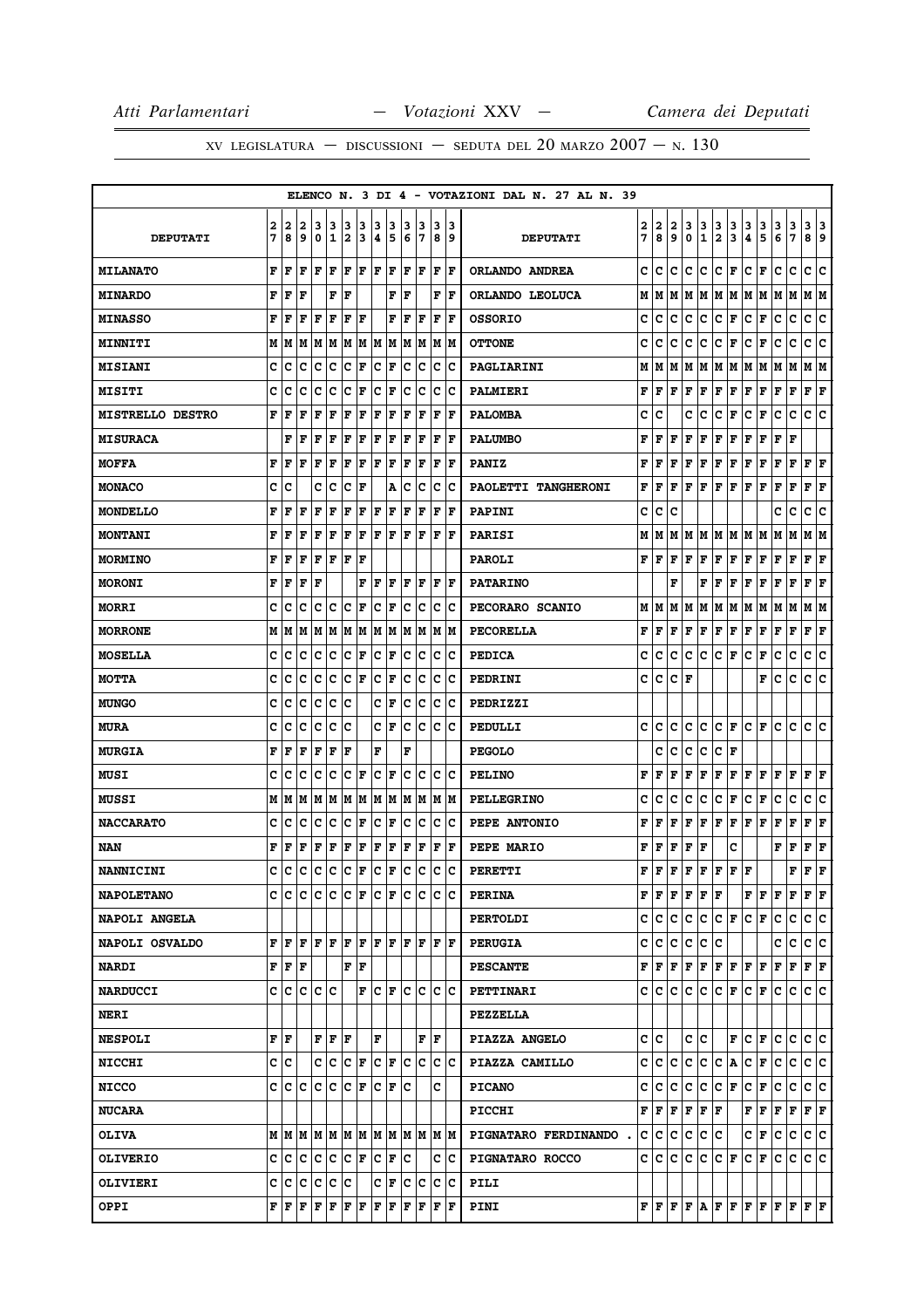ELENCO N. 3 DI 4 - VOTAZIONI DAL N. 27 AL N. 39

| DEPUTATI | 27 | 28 | 29 | 30 | 31 | 32 | 33 | 34 | 35 | 36 | 37 | 38 | 39 | DEPUTATI | 27 | 28 | 29 | 30 | 31 | 32 | 33 | 34 | 35 | 36 | 37 | 38 | 39 |
|---|---|---|---|---|---|---|---|---|---|---|---|---|---|---|---|---|---|---|---|---|---|---|---|---|---|---|---|
| MILANATO | F | F | F | F | F | F | F | F | F | F | F | F | F | ORLANDO ANDREA | C | C | C | C | C | C | F | C | F | C | C | C | C |
| MINARDO | F | F | F | | F | F | | | F | F | | F | F | ORLANDO LEOLUCA | M | M | M | M | M | M | M | M | M | M | M | M | M |
| MINASSO | F | F | F | F | F | F | F | | F | F | F | F | F | OSSORIO | C | C | C | C | C | C | F | C | F | C | C | C | C |
| MINNITI | M | M | M | M | M | M | M | M | M | M | M | M | M | OTTONE | C | C | C | C | C | C | F | C | F | C | C | C | C |
| MISIANI | C | C | C | C | C | C | F | C | F | C | C | C | C | PAGLIARINI | M | M | M | M | M | M | M | M | M | M | M | M | M |
| MISITI | C | C | C | C | C | C | F | C | F | C | C | C | C | PALMIERI | F | F | F | F | F | F | F | F | F | F | F | F | F |
| MISTRELLO DESTRO | F | F | F | F | F | F | F | F | F | F | F | F | F | PALOMBA | C | C | | C | C | C | F | C | F | C | C | C | C |
| MISURACA | | F | F | F | F | F | F | F | F | F | F | F | F | PALUMBO | F | F | F | F | F | F | F | F | F | F | F | | |
| MOFFA | F | F | F | F | F | F | F | F | F | F | F | F | F | PANIZ | F | F | F | F | F | F | F | F | F | F | F | F | F |
| MONACO | C | C | | C | C | C | F | | A | C | C | C | C | PAOLETTI TANGHERONI | F | F | F | F | F | F | F | F | F | F | F | F | F |
| MONDELLO | F | F | F | F | F | F | F | F | F | F | F | F | F | PAPINI | C | C | C | | | | | | | C | C | C | C |
| MONTANI | F | F | F | F | F | F | F | F | F | F | F | F | F | PARISI | M | M | M | M | M | M | M | M | M | M | M | M | M |
| MORMINO | F | F | F | F | F | F | F | | | | | | | PAROLI | F | F | F | F | F | F | F | F | F | F | F | F | F |
| MORONI | F | F | F | F | | | F | F | F | F | F | F | F | PATARINO | | | F | | F | F | F | F | F | F | F | F | F |
| MORRI | C | C | C | C | C | C | F | C | F | C | C | C | C | PECORARO SCANIO | M | M | M | M | M | M | M | M | M | M | M | M | M |
| MORRONE | M | M | M | M | M | M | M | M | M | M | M | M | M | PECORELLA | F | F | F | F | F | F | F | F | F | F | F | F | F |
| MOSELLA | C | C | C | C | C | C | F | C | F | C | C | C | C | PEDICA | C | C | C | C | C | C | F | C | F | C | C | C | C |
| MOTTA | C | C | C | C | C | C | F | C | F | C | C | C | C | PEDRINI | C | C | C | F | | | | | F | C | C | C | C |
| MUNGO | C | C | C | C | C | C | | C | F | C | C | C | C | PEDRIZZI | | | | | | | | | | | | | |
| MURA | C | C | C | C | C | C | | C | F | C | C | C | C | PEDULLI | C | C | C | C | C | C | F | C | F | C | C | C | C |
| MURGIA | F | F | F | F | F | F | | F | | F | | | | PEGOLO | | C | C | C | C | C | F | | | | | | |
| MUSI | C | C | C | C | C | C | F | C | F | C | C | C | C | PELINO | F | F | F | F | F | F | F | F | F | F | F | F | F |
| MUSSI | M | M | M | M | M | M | M | M | M | M | M | M | M | PELLEGRINO | C | C | C | C | C | C | F | C | F | C | C | C | C |
| NACCARATO | C | C | C | C | C | C | F | C | F | C | C | C | C | PEPE ANTONIO | F | F | F | F | F | F | F | F | F | F | F | F | F |
| NAN | F | F | F | F | F | F | F | F | F | F | F | F | F | PEPE MARIO | F | F | F | F | | C | | | | F | F | F | F |
| NANNICINI | C | C | C | C | C | C | F | C | F | C | C | C | C | PERETTI | F | F | F | F | F | F | F | | | | F | F | F |
| NAPOLETANO | C | C | C | C | C | C | F | C | F | C | C | C | C | PERINA | F | F | F | F | F | | F | F | F | F | F | F | F |
| NAPOLI ANGELA | | | | | | | | | | | | | | PERTOLDI | C | C | C | C | C | C | F | C | F | C | C | C | C |
| NAPOLI OSVALDO | F | F | F | F | F | F | F | F | F | F | F | F | F | PERUGIA | C | C | C | C | C | C | | | | C | C | C | C |
| NARDI | F | F | F | | | F | F | | | | | | | PESCANTE | F | F | F | F | F | F | F | F | F | F | F | F | F |
| NARDUCCI | C | C | C | C | C | | F | C | F | C | C | C | C | PETTINARI | C | C | C | C | C | C | F | C | F | C | C | C | C |
| NERI | | | | | | | | | | | | | | PEZZELLA | | | | | | | | | | | | | |
| NESPOLI | F | F | | F | F | F | | F | | | F | F | | PIAZZA ANGELO | C | C | | C | C | | F | C | F | C | C | C | C |
| NICCHI | C | C | | C | C | C | F | C | F | C | C | C | C | PIAZZA CAMILLO | C | C | C | C | C | C | A | C | F | C | C | C | C |
| NICCO | C | C | C | C | C | C | F | C | F | C | | C | | PICANO | C | C | C | C | C | C | F | C | F | C | C | C | C |
| NUCARA | | | | | | | | | | | | | | PICCHI | F | F | F | F | F | F | | F | F | F | F | F | F |
| OLIVA | M | M | M | M | M | M | M | M | M | M | M | M | M | PIGNATARO FERDINANDO . | C | C | C | C | C | C | | C | F | C | C | C | C |
| OLIVERIO | C | C | C | C | C | C | F | C | F | C | | C | C | PIGNATARO ROCCO | C | C | C | C | C | C | F | C | F | C | C | C | C |
| OLIVIERI | C | C | C | C | C | C | | C | F | C | C | C | C | PILI | | | | | | | | | | | | | |
| OPPI | F | F | F | F | F | F | F | F | F | F | F | F | F | PINI | F | F | F | A | F | F | F | F | F | F | F | F | F |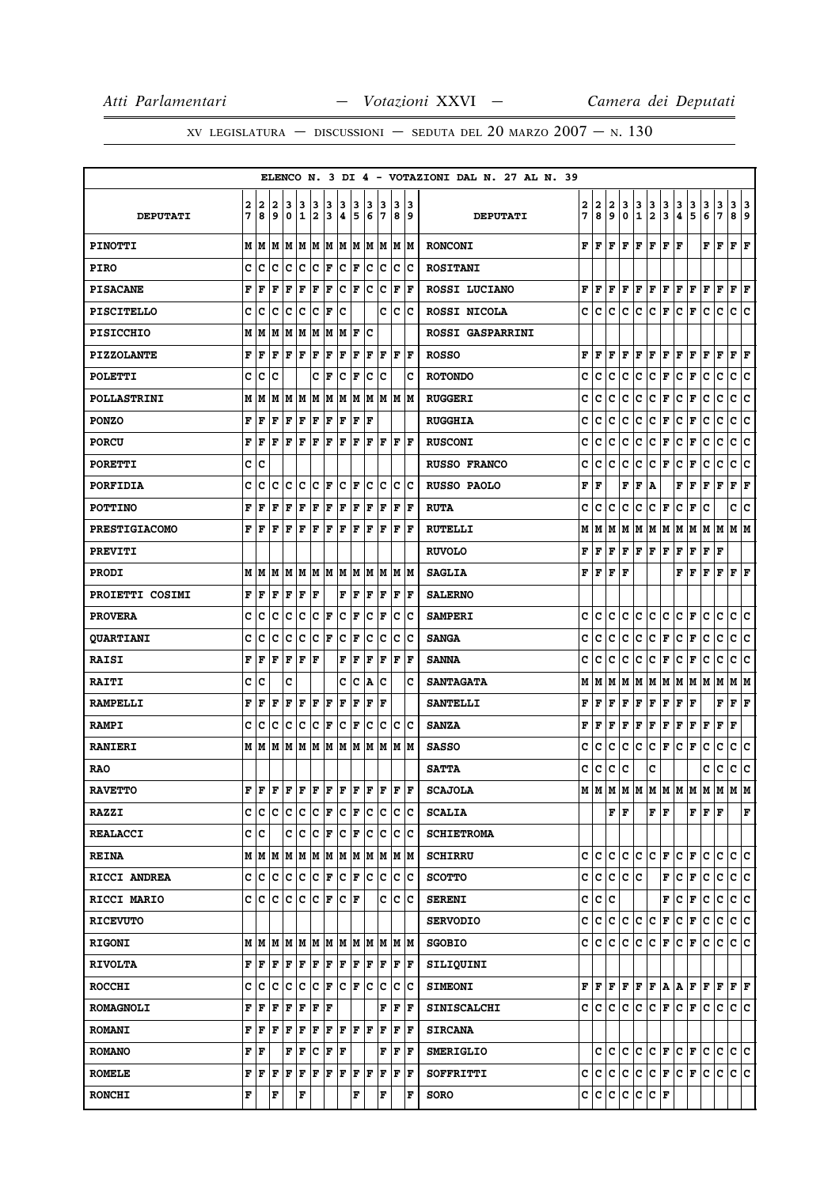XV LEGISLATURA — DISCUSSIONI — SEDUTA DEL 20 MARZO 2007 — N. 130

ELENCO N. 3 DI 4 - VOTAZIONI DAL N. 27 AL N. 39

| DEPUTATI | 27 | 28 | 29 | 30 | 31 | 32 | 33 | 34 | 35 | 36 | 37 | 38 | 39 | DEPUTATI | 27 | 28 | 29 | 30 | 31 | 32 | 33 | 34 | 35 | 36 | 37 | 38 | 39 |
|---|---|---|---|---|---|---|---|---|---|---|---|---|---|---|---|---|---|---|---|---|---|---|---|---|---|---|---|
| PINOTTI | M | M | M | M | M | M | M | M | M | M | M | M | M | RONCONI | F | F | F | F | F | F | F | F |  | F | F | F | F |
| PIRO | C | C | C | C | C | C | F | C | F | C | C | C | C | ROSITANI |  |  |  |  |  |  |  |  |  |  |  |  |  |
| PISACANE | F | F | F | F | F | F | F | C | F | C | C | F | F | ROSSI LUCIANO | F | F | F | F | F | F | F | F | F | F | F | F | F |
| PISCITELLO | C | C | C | C | C | C | F | C |  |  | C | C | C | ROSSI NICOLA | C | C | C | C | C | C | F | C | F | C | C | C | C |
| PISICCHIO | M | M | M | M | M | M | M | M | F | C |  |  |  | ROSSI GASPARRINI |  |  |  |  |  |  |  |  |  |  |  |  |  |
| PIZZOLANTE | F | F | F | F | F | F | F | F | F | F | F | F | F | ROSSO | F | F | F | F | F | F | F | F | F | F | F | F | F |
| POLETTI | C | C | C |  |  | C | F | C | F | C | C |  | C | ROTONDO | C | C | C | C | C | C | F | C | F | C | C | C | C |
| POLLASTRINI | M | M | M | M | M | M | M | M | M | M | M | M | M | RUGGERI | C | C | C | C | C | C | F | C | F | C | C | C | C |
| PONZO | F | F | F | F | F | F | F | F | F | F |  |  |  | RUGGHIA | C | C | C | C | C | C | F | C | F | C | C | C | C |
| PORCU | F | F | F | F | F | F | F | F | F | F | F | F | F | RUSCONI | C | C | C | C | C | C | F | C | F | C | C | C | C |
| PORETTI | C | C |  |  |  |  |  |  |  |  |  |  |  | RUSSO FRANCO | C | C | C | C | C | C | F | C | F | C | C | C | C |
| PORFIDIA | C | C | C | C | C | C | F | C | F | C | C | C | C | RUSSO PAOLO | F | F |  | F | F | A |  | F | F | F | F | F | F |
| POTTINO | F | F | F | F | F | F | F | F | F | F | F | F | F | RUTA | C | C | C | C | C | C | F | C | F | C |  | C | C |
| PRESTIGIACOMO | F | F | F | F | F | F | F | F | F | F | F | F | F | RUTELLI | M | M | M | M | M | M | M | M | M | M | M | M | M |
| PREVITI |  |  |  |  |  |  |  |  |  |  |  |  |  | RUVOLO | F | F | F | F | F | F | F | F | F | F | F |  |  |
| PRODI | M | M | M | M | M | M | M | M | M | M | M | M | M | SAGLIA | F | F | F | F |  |  |  | F | F | F | F | F | F |
| PROIETTI COSIMI | F | F | F | F | F | F |  | F | F | F | F | F | F | SALERNO |  |  |  |  |  |  |  |  |  |  |  |  |  |
| PROVERA | C | C | C | C | C | C | F | C | F | C | F | C | C | SAMPERI | C | C | C | C | C | C | C | C | F | C | C | C | C |
| QUARTIANI | C | C | C | C | C | C | F | C | F | C | C | C | C | SANGA | C | C | C | C | C | C | F | C | F | C | C | C | C |
| RAISI | F | F | F | F | F | F |  | F | F | F | F | F | F | SANNA | C | C | C | C | C | C | F | C | F | C | C | C | C |
| RAITI | C | C |  | C |  |  |  | C | C | A | C |  | C | SANTAGATA | M | M | M | M | M | M | M | M | M | M | M | M | M |
| RAMPELLI | F | F | F | F | F | F | F | F | F | F | F |  |  | SANTELLI | F | F | F | F | F | F | F | F | F |  | F | F | F |
| RAMPI | C | C | C | C | C | C | F | C | F | C | C | C | C | SANZA | F | F | F | F | F | F | F | F | F | F | F | F |  |
| RANIERI | M | M | M | M | M | M | M | M | M | M | M | M | M | SASSO | C | C | C | C | C | C | F | C | F | C | C | C | C |
| RAO |  |  |  |  |  |  |  |  |  |  |  |  |  | SATTA | C | C | C | C |  | C |  |  |  | C | C | C | C |
| RAVETTO | F | F | F | F | F | F | F | F | F | F | F | F | F | SCAJOLA | M | M | M | M | M | M | M | M | M | M | M | M | M |
| RAZZI | C | C | C | C | C | C | F | C | F | C | C | C | C | SCALIA |  |  | F | F |  | F | F |  | F | F | F |  | F |
| REALACCI | C | C |  | C | C | C | F | C | F | C | C | C | C | SCHIETROMA |  |  |  |  |  |  |  |  |  |  |  |  |  |
| REINA | M | M | M | M | M | M | M | M | M | M | M | M | M | SCHIRRU | C | C | C | C | C | C | F | C | F | C | C | C | C |
| RICCI ANDREA | C | C | C | C | C | C | F | C | F | C | C | C | C | SCOTTO | C | C | C | C | C |  | F | C | F | C | C | C | C |
| RICCI MARIO | C | C | C | C | C | C | F | C | F |  | C | C | C | SERENI | C | C | C |  |  |  | F | C | F | C | C | C | C |
| RICEVUTO |  |  |  |  |  |  |  |  |  |  |  |  |  | SERVODIO | C | C | C | C | C | C | F | C | F | C | C | C | C |
| RIGONI | M | M | M | M | M | M | M | M | M | M | M | M | M | SGOBIO | C | C | C | C | C | C | F | C | F | C | C | C | C |
| RIVOLTA | F | F | F | F | F | F | F | F | F | F | F | F | F | SILIQUINI |  |  |  |  |  |  |  |  |  |  |  |  |  |
| ROCCHI | C | C | C | C | C | C | F | C | F | C | C | C | C | SIMEONI | F | F | F | F | F | F | A | A | F | F | F | F | F |
| ROMAGNOLI | F | F | F | F | F | F | F |  |  |  | F | F | F | SINISCALCHI | C | C | C | C | C | C | F | C | F | C | C | C | C |
| ROMANI | F | F | F | F | F | F | F | F | F | F | F | F | F | SIRCANA |  |  |  |  |  |  |  |  |  |  |  |  |  |
| ROMANO | F | F |  | F | F | C | F | F |  |  | F | F | F | SMERIGLIO |  | C | C | C | C | C | F | C | F | C | C | C | C |
| ROMELE | F | F | F | F | F | F | F | F | F | F | F | F | F | SOFFRITTI | C | C | C | C | C | C | F | C | F | C | C | C | C |
| RONCHI | F |  | F |  | F |  |  |  | F |  | F |  | F | SORO | C | C | C | C | C | C | F |  |  |  |  |  |  |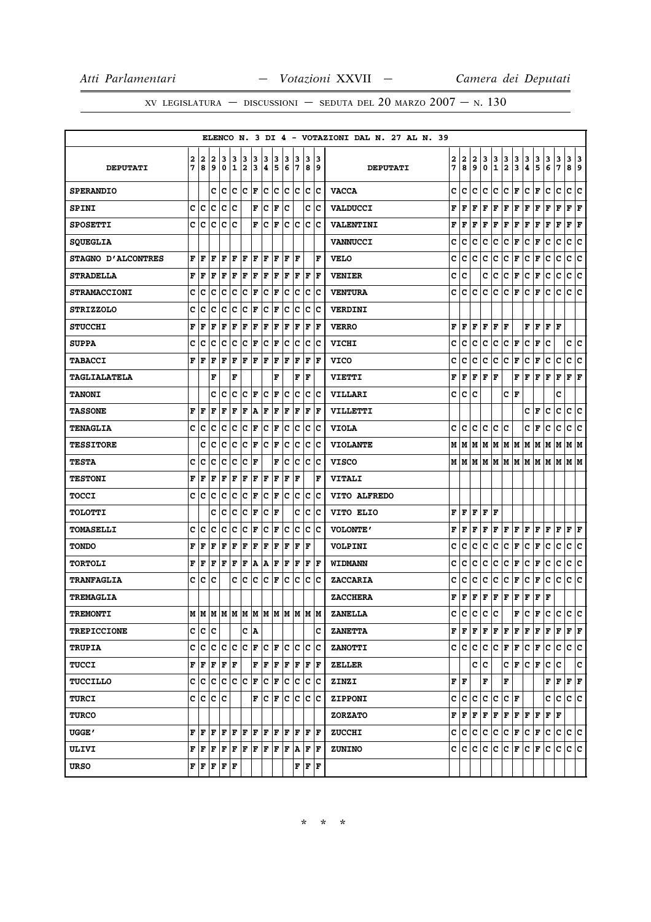ELENCO N. 3 DI 4 - VOTAZIONI DAL N. 27 AL N. 39

| DEPUTATI | 27 | 28 | 29 | 30 | 31 | 32 | 33 | 34 | 35 | 36 | 37 | 38 | 39 | DEPUTATI | 27 | 28 | 29 | 30 | 31 | 32 | 33 | 34 | 35 | 36 | 37 | 38 | 39 |
|---|---|---|---|---|---|---|---|---|---|---|---|---|---|---|---|---|---|---|---|---|---|---|---|---|---|---|---|
| SPERANDIO | | | C | C | C | C | F | C | C | C | C | C | C | VACCA | C | C | C | C | C | C | F | C | F | C | C | C | C |
| SPINI | C | C | C | C | C | | F | C | F | C | | C | C | VALDUCCI | F | F | F | F | F | F | F | F | F | F | F | F | F |
| SPOSETTI | C | C | C | C | C | | F | C | F | C | C | C | C | VALENTINI | F | F | F | F | F | F | F | F | F | F | F | F | F |
| SQUEGLIA | | | | | | | | | | | | | | VANNUCCI | C | C | C | C | C | C | F | C | F | C | C | C | C |
| STAGNO D'ALCONTRES | F | F | F | F | F | F | F | F | F | F | F | | F | VELO | C | C | C | C | C | C | F | C | F | C | C | C | C |
| STRADELLA | F | F | F | F | F | F | F | F | F | F | F | F | F | VENIER | C | C | | C | C | C | F | C | F | C | C | C | C |
| STRAMACCIONI | C | C | C | C | C | C | F | C | F | C | C | C | C | VENTURA | C | C | C | C | C | C | F | C | F | C | C | C | C |
| STRIZZOLO | C | C | C | C | C | C | F | C | F | C | C | C | C | VERDINI | | | | | | | | | | | | | |
| STUCCHI | F | F | F | F | F | F | F | F | F | F | F | F | F | VERRO | F | F | F | F | F | F | | F | F | F | F | | |
| SUPPA | C | C | C | C | C | C | F | C | F | C | C | C | C | VICHI | C | C | C | C | C | C | F | C | F | C | | C | C |
| TABACCI | F | F | F | F | F | F | F | F | F | F | F | F | F | VICO | C | C | C | C | C | C | F | C | F | C | C | C | C |
| TAGLIALATELA | | | F | | F | | | | F | | F | F | | VIETTI | F | F | F | F | F | | F | F | F | F | F | F | F |
| TANONI | | | C | C | C | C | F | C | F | C | C | C | C | VILLARI | C | C | C | | | C | F | | | | C | | |
| TASSONE | F | F | F | F | F | F | A | F | F | F | F | F | F | VILLETTI | | | | | | | | C | F | C | C | C | C |
| TENAGLIA | C | C | C | C | C | C | F | C | F | C | C | C | C | VIOLA | C | C | C | C | C | C | | C | F | C | C | C | C |
| TESSITORE | | C | C | C | C | C | F | C | F | C | C | C | C | VIOLANTE | M | M | M | M | M | M | M | M | M | M | M | M | M |
| TESTA | C | C | C | C | C | C | F | | F | C | C | C | C | VISCO | M | M | M | M | M | M | M | M | M | M | M | M | M |
| TESTONI | F | F | F | F | F | F | F | F | F | F | F | | F | VITALI | | | | | | | | | | | | | |
| TOCCI | C | C | C | C | C | C | F | C | F | C | C | C | C | VITO ALFREDO | | | | | | | | | | | | | |
| TOLOTTI | | | C | C | C | C | F | C | F | | C | C | C | VITO ELIO | F | F | F | F | F | | | | | | | | |
| TOMASELLI | C | C | C | C | C | C | F | C | F | C | C | C | C | VOLONTE' | F | F | F | F | F | F | F | F | F | F | F | F | F |
| TONDO | F | F | F | F | F | F | F | F | F | F | F | F | | VOLPINI | C | C | C | C | C | C | F | C | F | C | C | C | C |
| TORTOLI | F | F | F | F | F | F | A | A | F | F | F | F | F | WIDMANN | C | C | C | C | C | C | F | C | F | C | C | C | C |
| TRANFAGLIA | C | C | C | | C | C | C | C | F | C | C | C | C | ZACCARIA | C | C | C | C | C | C | F | C | F | C | C | C | C |
| TREMAGLIA | | | | | | | | | | | | | | ZACCHERA | F | F | F | F | F | F | F | F | F | F | | | |
| TREMONTI | M | M | M | M | M | M | M | M | M | M | M | M | M | ZANELLA | C | C | C | C | C | | F | C | F | C | C | C | C |
| TREPICCIONE | C | C | C | | | C | A | | | | | | C | ZANETTA | F | F | F | F | F | F | F | F | F | F | F | F | F |
| TRUPIA | C | C | C | C | C | C | F | C | F | C | C | C | C | ZANOTTI | C | C | C | C | C | F | F | C | F | C | C | C | C |
| TUCCI | F | F | F | F | F | | F | F | F | F | F | F | F | ZELLER | | | C | C | | C | F | C | F | C | C | | C |
| TUCCILLO | C | C | C | C | C | C | F | C | F | C | C | C | C | ZINZI | F | F | | F | | F | | | | F | F | F | F |
| TURCI | C | C | C | C | | | F | C | F | C | C | C | C | ZIPPONI | C | C | C | C | C | C | F | | | C | C | C | C |
| TURCO | | | | | | | | | | | | | | ZORZATO | F | F | F | F | F | F | F | F | F | F | F | | |
| UGGE' | F | F | F | F | F | F | F | F | F | F | F | F | F | ZUCCHI | C | C | C | C | C | C | F | C | F | C | C | C | C |
| ULIVI | F | F | F | F | F | F | F | F | F | F | A | F | F | ZUNINO | C | C | C | C | C | C | F | C | F | C | C | C | C |
| URSO | F | F | F | F | F | | | | | | F | F | F | | | | | | | | | | | | | | |

\* \* \*